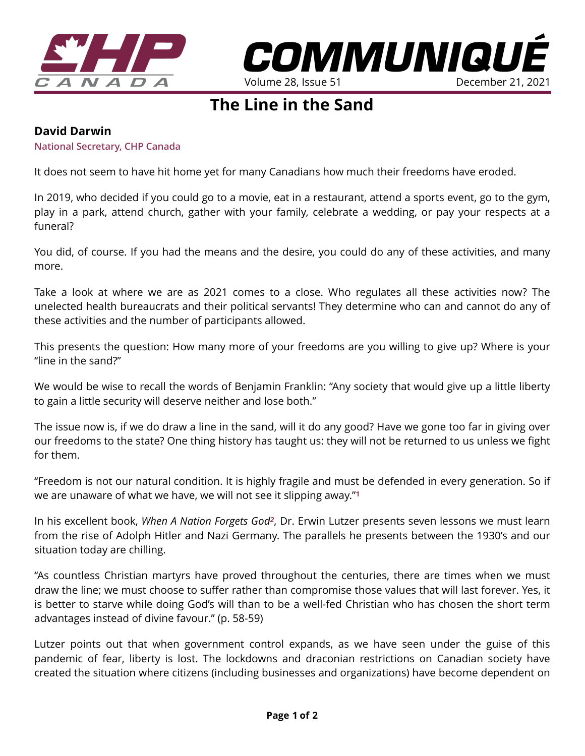# The Line in the Sand

**David Darwin**
National Secretary, CHP Canada

It does not seem to have hit home yet for many Canadians how much their freedoms have eroded.

In 2019, who decided if you could go to a movie, eat in a restaurant, attend a sports event, go to the gym, play in a park, attend church, gather with your family, celebrate a wedding, or pay your respects at a funeral?

You did, of course. If you had the means and the desire, you could do any of these activities, and many more.

Take a look at where we are as 2021 comes to a close. Who regulates all these activities now? The unelected health bureaucrats and their political servants! They determine who can and cannot do any of these activities and the number of participants allowed.

This presents the question: How many more of your freedoms are you willing to give up? Where is your "line in the sand?"

We would be wise to recall the words of Benjamin Franklin: "Any society that would give up a little liberty to gain a little security will deserve neither and lose both."

The issue now is, if we do draw a line in the sand, will it do any good? Have we gone too far in giving over our freedoms to the state? One thing history has taught us: they will not be returned to us unless we fight for them.

"Freedom is not our natural condition. It is highly fragile and must be defended in every generation. So if we are unaware of what we have, we will not see it slipping away."[1]

In his excellent book, *When A Nation Forgets God*[2], Dr. Erwin Lutzer presents seven lessons we must learn from the rise of Adolph Hitler and Nazi Germany. The parallels he presents between the 1930's and our situation today are chilling.

"As countless Christian martyrs have proved throughout the centuries, there are times when we must draw the line; we must choose to suffer rather than compromise those values that will last forever. Yes, it is better to starve while doing God's will than to be a well-fed Christian who has chosen the short term advantages instead of divine favour." (p. 58-59)

Lutzer points out that when government control expands, as we have seen under the guise of this pandemic of fear, liberty is lost. The lockdowns and draconian restrictions on Canadian society have created the situation where citizens (including businesses and organizations) have become dependent on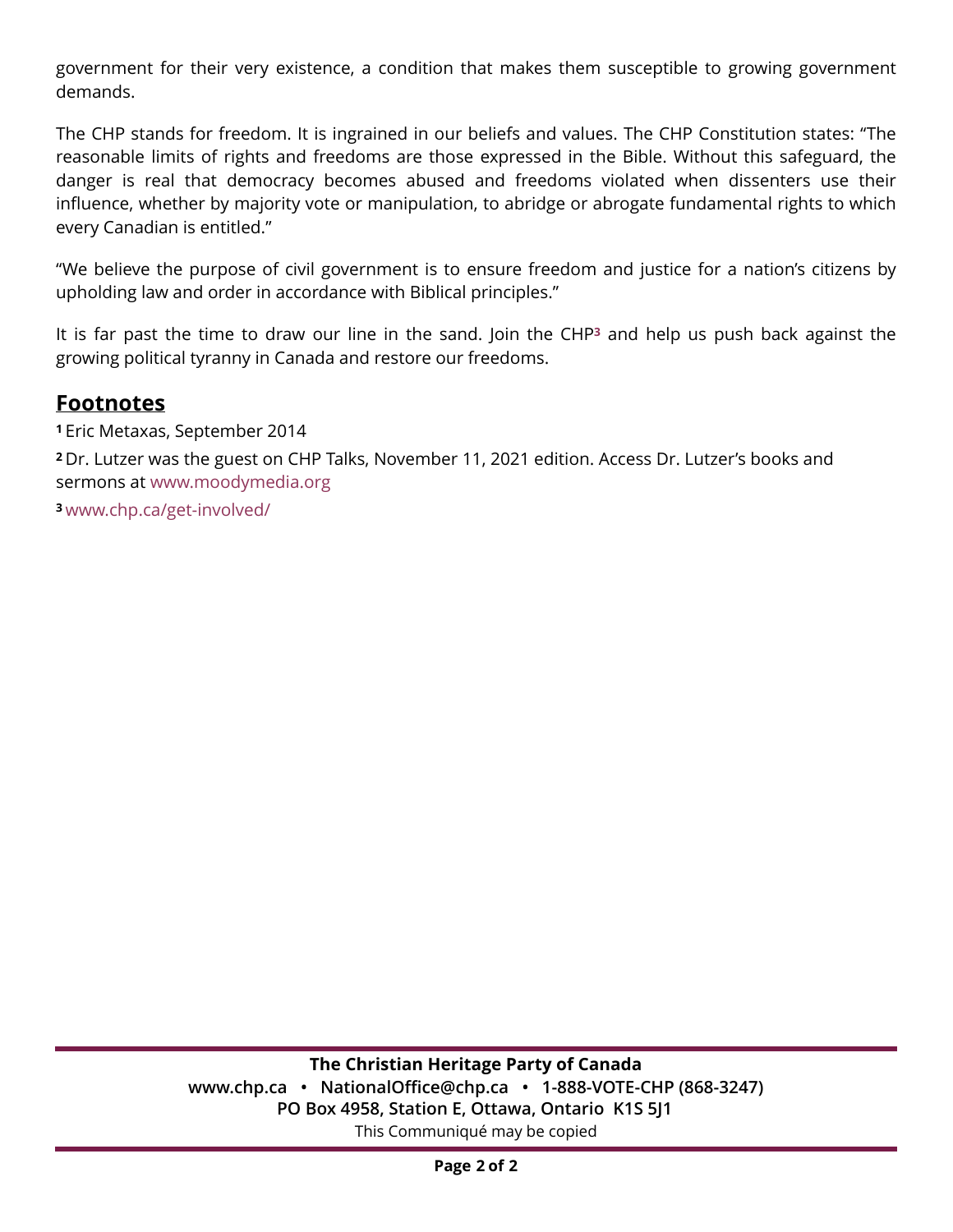government for their very existence, a condition that makes them susceptible to growing government demands.

The CHP stands for freedom. It is ingrained in our beliefs and values. The CHP Constitution states: "The reasonable limits of rights and freedoms are those expressed in the Bible. Without this safeguard, the danger is real that democracy becomes abused and freedoms violated when dissenters use their influence, whether by majority vote or manipulation, to abridge or abrogate fundamental rights to which every Canadian is entitled."

"We believe the purpose of civil government is to ensure freedom and justice for a nation's citizens by upholding law and order in accordance with Biblical principles."

It is far past the time to draw our line in the sand. Join the CHP[3] and help us push back against the growing political tyranny in Canada and restore our freedoms.

## Footnotes

[1] Eric Metaxas, September 2014

[2] Dr. Lutzer was the guest on CHP Talks, November 11, 2021 edition. Access Dr. Lutzer's books and sermons at www.moodymedia.org

[3] www.chp.ca/get-involved/

**The Christian Heritage Party of Canada**
**www.chp.ca • NationalOffice@chp.ca • 1-888-VOTE-CHP (868-3247)**
**PO Box 4958, Station E, Ottawa, Ontario K1S 5J1**
This Communiqué may be copied